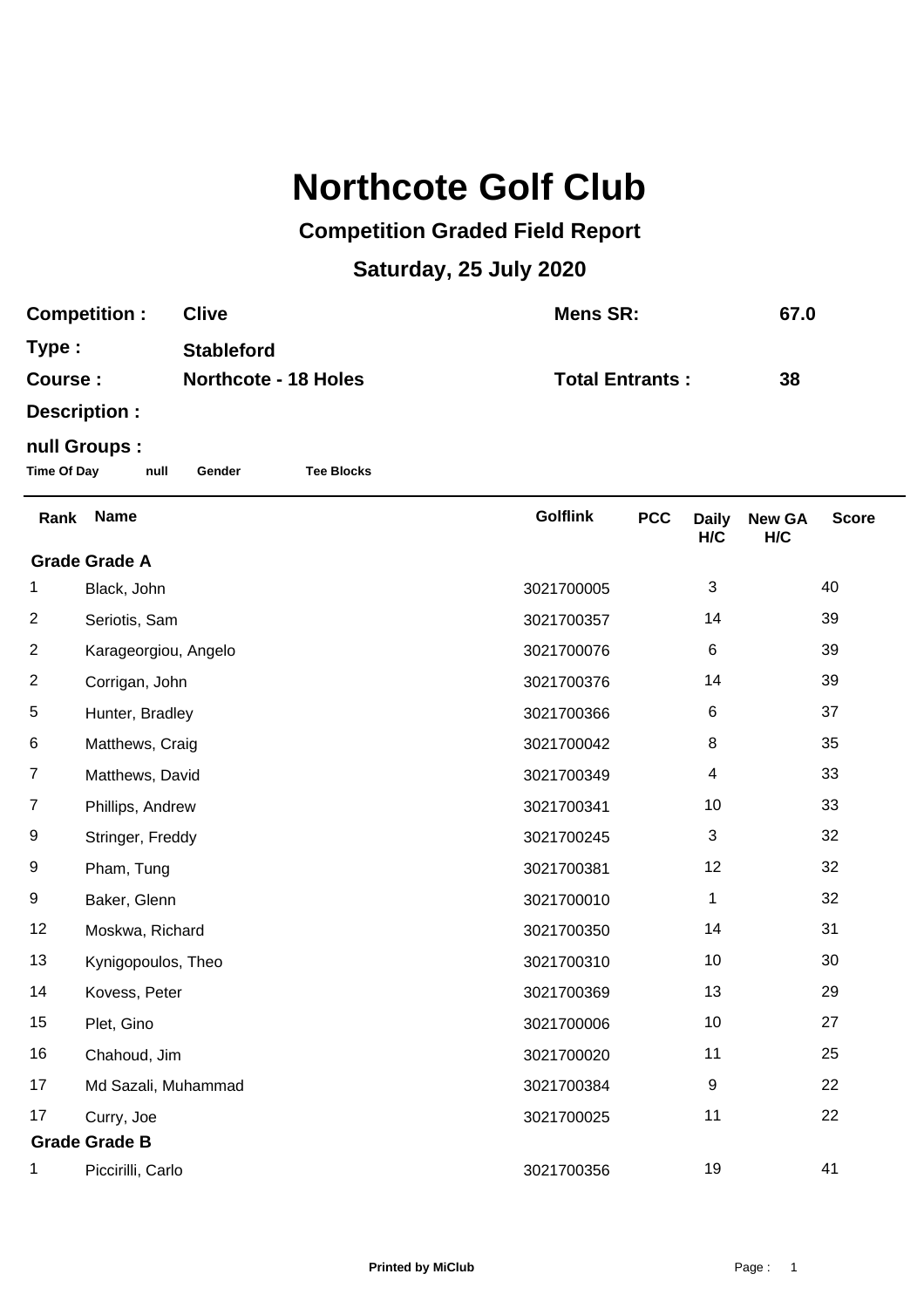# Northcote Golf Club

## Competition Graded Field Report

## Saturday, 25 July 2020

**Competition :** Clive  **Mens SR:** 67.0

**Type :** Stableford

**Course :** Northcote - 18 Holes  **Total Entrants :** 38

**Description :**

**null Groups :**

**Time Of Day** **null** **Gender** **Tee Blocks**

| Rank | Name | Golflink | PCC | Daily H/C | New GA H/C | Score |
|---|---|---|---|---|---|---|
| **Grade Grade A** | | | | | | |
| 1 | Black, John | 3021700005 | | 3 | | 40 |
| 2 | Seriotis, Sam | 3021700357 | | 14 | | 39 |
| 2 | Karageorgiou, Angelo | 3021700076 | | 6 | | 39 |
| 2 | Corrigan, John | 3021700376 | | 14 | | 39 |
| 5 | Hunter, Bradley | 3021700366 | | 6 | | 37 |
| 6 | Matthews, Craig | 3021700042 | | 8 | | 35 |
| 7 | Matthews, David | 3021700349 | | 4 | | 33 |
| 7 | Phillips, Andrew | 3021700341 | | 10 | | 33 |
| 9 | Stringer, Freddy | 3021700245 | | 3 | | 32 |
| 9 | Pham, Tung | 3021700381 | | 12 | | 32 |
| 9 | Baker, Glenn | 3021700010 | | 1 | | 32 |
| 12 | Moskwa, Richard | 3021700350 | | 14 | | 31 |
| 13 | Kynigopoulos, Theo | 3021700310 | | 10 | | 30 |
| 14 | Kovess, Peter | 3021700369 | | 13 | | 29 |
| 15 | Plet, Gino | 3021700006 | | 10 | | 27 |
| 16 | Chahoud, Jim | 3021700020 | | 11 | | 25 |
| 17 | Md Sazali, Muhammad | 3021700384 | | 9 | | 22 |
| 17 | Curry, Joe | 3021700025 | | 11 | | 22 |
| **Grade Grade B** | | | | | | |
| 1 | Piccirilli, Carlo | 3021700356 | | 19 | | 41 |

Printed by MiClub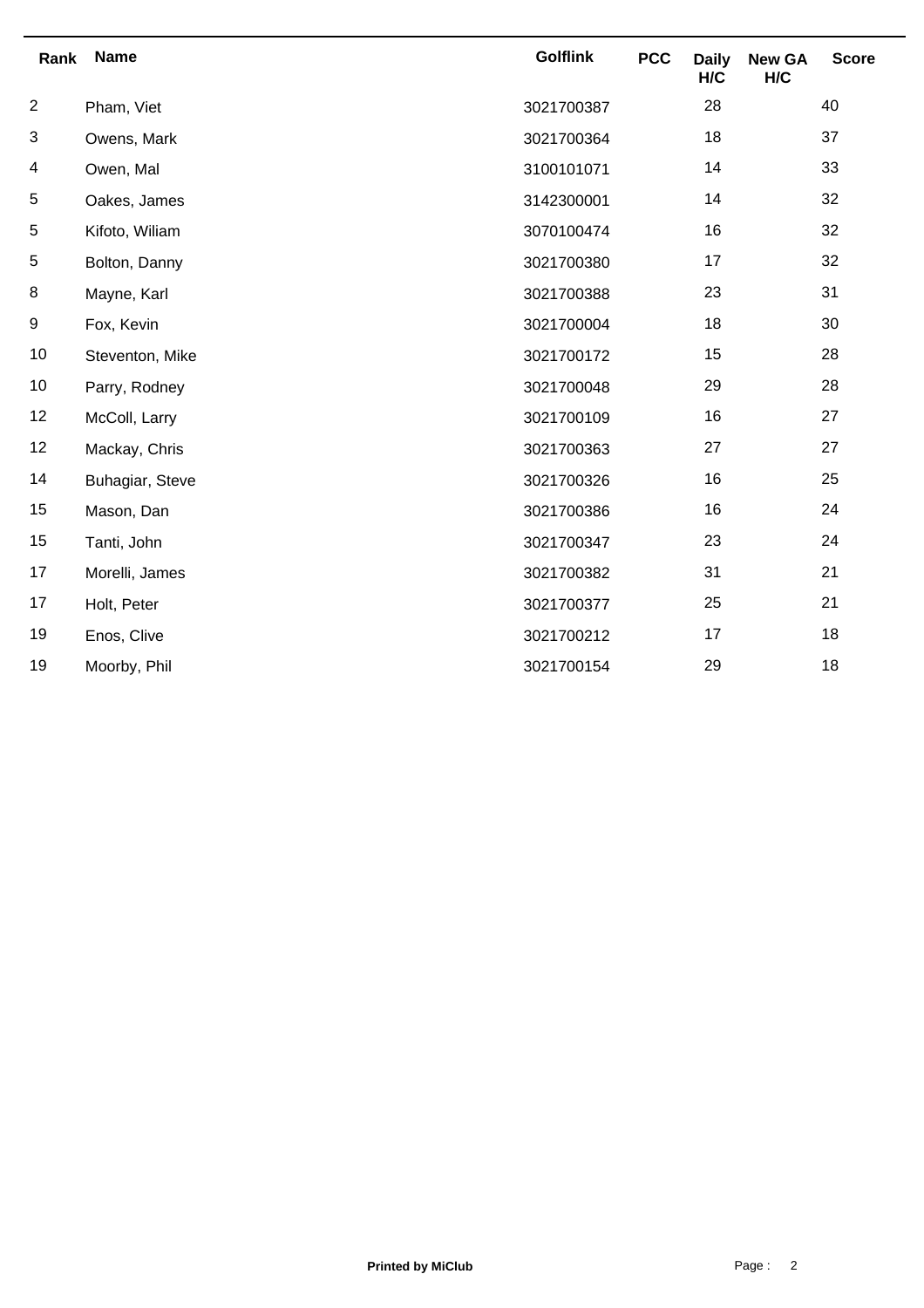| Rank | Name | Golflink | PCC | Daily H/C | New GA H/C | Score |
|---|---|---|---|---|---|---|
| 2 | Pham, Viet | 3021700387 | | 28 | | 40 |
| 3 | Owens, Mark | 3021700364 | | 18 | | 37 |
| 4 | Owen, Mal | 3100101071 | | 14 | | 33 |
| 5 | Oakes, James | 3142300001 | | 14 | | 32 |
| 5 | Kifoto, Wiliam | 3070100474 | | 16 | | 32 |
| 5 | Bolton, Danny | 3021700380 | | 17 | | 32 |
| 8 | Mayne, Karl | 3021700388 | | 23 | | 31 |
| 9 | Fox, Kevin | 3021700004 | | 18 | | 30 |
| 10 | Steventon, Mike | 3021700172 | | 15 | | 28 |
| 10 | Parry, Rodney | 3021700048 | | 29 | | 28 |
| 12 | McColl, Larry | 3021700109 | | 16 | | 27 |
| 12 | Mackay, Chris | 3021700363 | | 27 | | 27 |
| 14 | Buhagiar, Steve | 3021700326 | | 16 | | 25 |
| 15 | Mason, Dan | 3021700386 | | 16 | | 24 |
| 15 | Tanti, John | 3021700347 | | 23 | | 24 |
| 17 | Morelli, James | 3021700382 | | 31 | | 21 |
| 17 | Holt, Peter | 3021700377 | | 25 | | 21 |
| 19 | Enos, Clive | 3021700212 | | 17 | | 18 |
| 19 | Moorby, Phil | 3021700154 | | 29 | | 18 |

**Printed by MiClub**